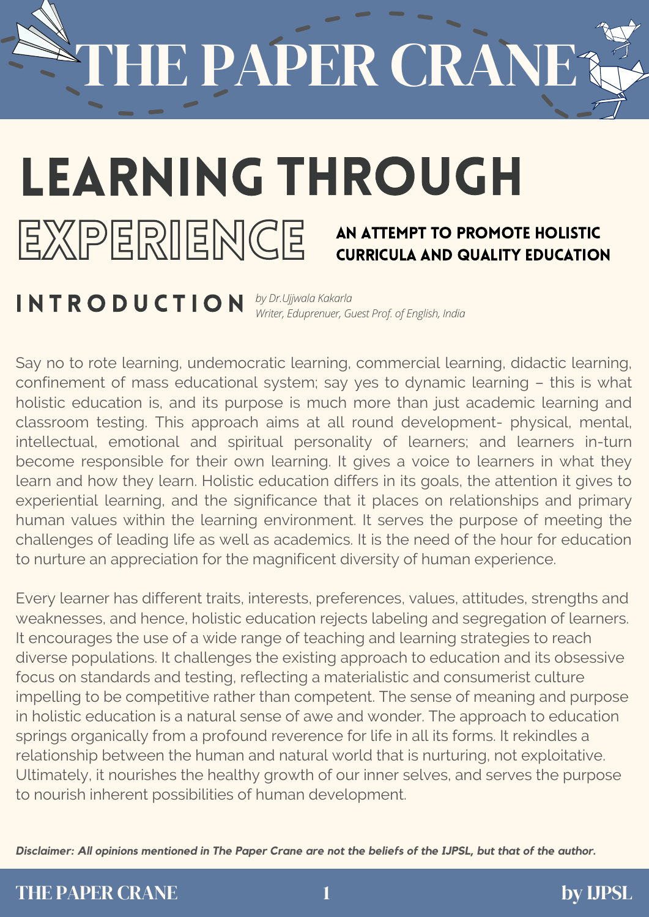# LEARNING THROUGH EXPERIENCE

## AN ATTEMPT TO PROMOTE HOLISTIC CURRICULA AND QUALITY EDUCATION

## INTRODUCTION

*by Dr.Ujjwala Kakarla*
*Writer, Eduprenuer, Guest Prof. of English, India*

Say no to rote learning, undemocratic learning, commercial learning, didactic learning, confinement of mass educational system; say yes to dynamic learning – this is what holistic education is, and its purpose is much more than just academic learning and classroom testing. This approach aims at all round development- physical, mental, intellectual, emotional and spiritual personality of learners; and learners in-turn become responsible for their own learning. It gives a voice to learners in what they learn and how they learn. Holistic education differs in its goals, the attention it gives to experiential learning, and the significance that it places on relationships and primary human values within the learning environment. It serves the purpose of meeting the challenges of leading life as well as academics. It is the need of the hour for education to nurture an appreciation for the magnificent diversity of human experience.

Every learner has different traits, interests, preferences, values, attitudes, strengths and weaknesses, and hence, holistic education rejects labeling and segregation of learners. It encourages the use of a wide range of teaching and learning strategies to reach diverse populations. It challenges the existing approach to education and its obsessive focus on standards and testing, reflecting a materialistic and consumerist culture impelling to be competitive rather than competent. The sense of meaning and purpose in holistic education is a natural sense of awe and wonder. The approach to education springs organically from a profound reverence for life in all its forms. It rekindles a relationship between the human and natural world that is nurturing, not exploitative. Ultimately, it nourishes the healthy growth of our inner selves, and serves the purpose to nourish inherent possibilities of human development.

***Disclaimer: All opinions mentioned in The Paper Crane are not the beliefs of the IJPSL, but that of the author.***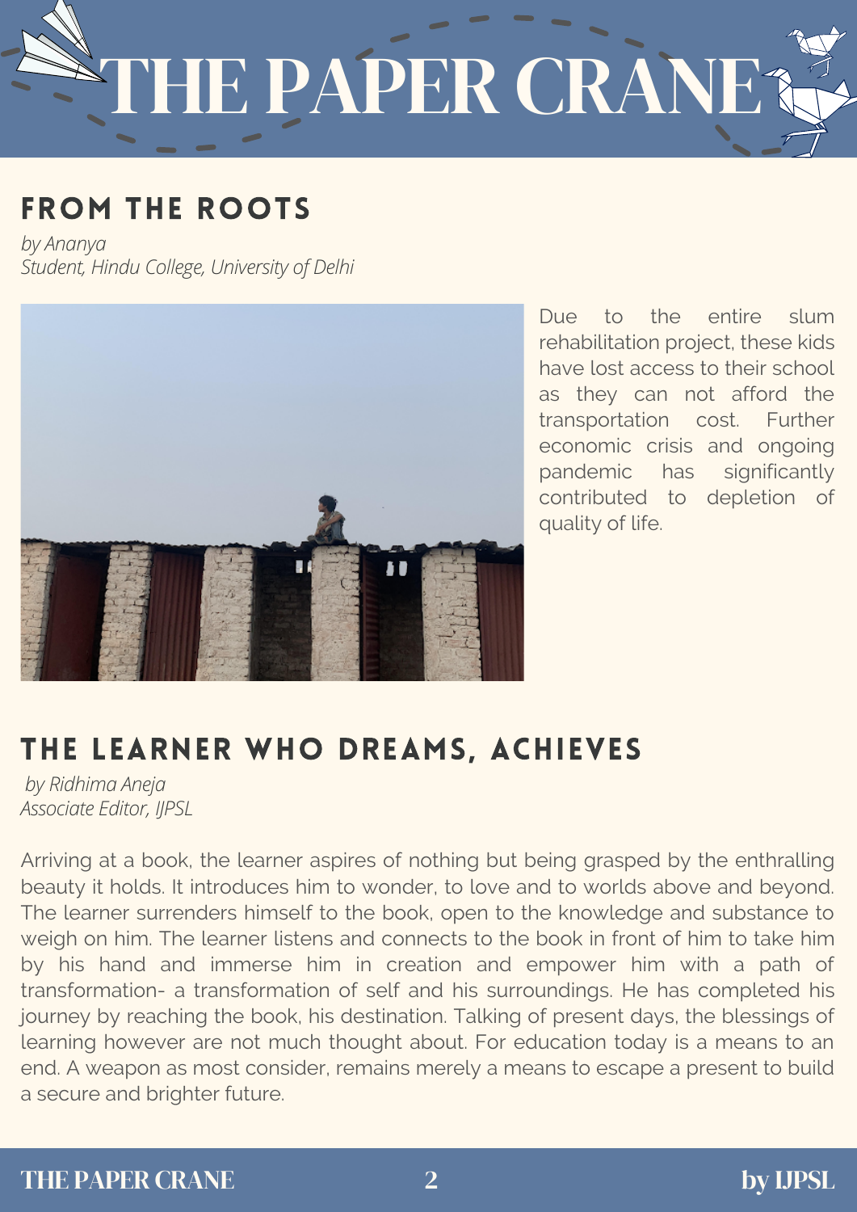## FROM THE ROOTS

*by Ananya*
*Student, Hindu College, University of Delhi*

Due to the entire slum rehabilitation project, these kids have lost access to their school as they can not afford the transportation cost. Further economic crisis and ongoing pandemic has significantly contributed to depletion of quality of life.

## THE LEARNER WHO DREAMS, ACHIEVES

*by Ridhima Aneja*
*Associate Editor, IJPSL*

Arriving at a book, the learner aspires of nothing but being grasped by the enthralling beauty it holds. It introduces him to wonder, to love and to worlds above and beyond. The learner surrenders himself to the book, open to the knowledge and substance to weigh on him. The learner listens and connects to the book in front of him to take him by his hand and immerse him in creation and empower him with a path of transformation- a transformation of self and his surroundings. He has completed his journey by reaching the book, his destination. Talking of present days, the blessings of learning however are not much thought about. For education today is a means to an end. A weapon as most consider, remains merely a means to escape a present to build a secure and brighter future.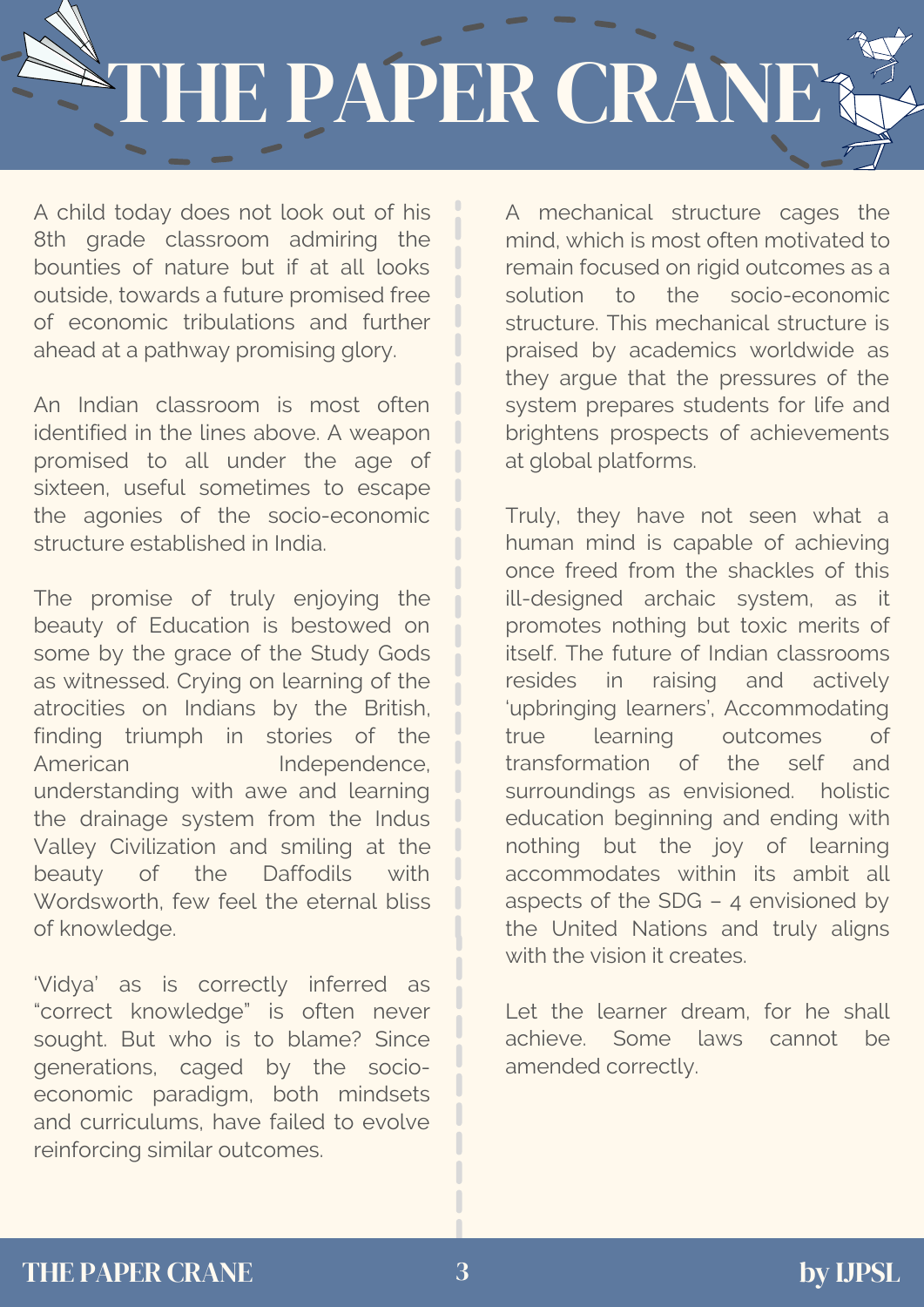# THE PAPER CRANE

A child today does not look out of his 8th grade classroom admiring the bounties of nature but if at all looks outside, towards a future promised free of economic tribulations and further ahead at a pathway promising glory.

An Indian classroom is most often identified in the lines above. A weapon promised to all under the age of sixteen, useful sometimes to escape the agonies of the socio-economic structure established in India.

The promise of truly enjoying the beauty of Education is bestowed on some by the grace of the Study Gods as witnessed. Crying on learning of the atrocities on Indians by the British, finding triumph in stories of the American Independence, understanding with awe and learning the drainage system from the Indus Valley Civilization and smiling at the beauty of the Daffodils with Wordsworth, few feel the eternal bliss of knowledge.

'Vidya' as is correctly inferred as "correct knowledge" is often never sought. But who is to blame? Since generations, caged by the socio-economic paradigm, both mindsets and curriculums, have failed to evolve reinforcing similar outcomes.

A mechanical structure cages the mind, which is most often motivated to remain focused on rigid outcomes as a solution to the socio-economic structure. This mechanical structure is praised by academics worldwide as they argue that the pressures of the system prepares students for life and brightens prospects of achievements at global platforms.

Truly, they have not seen what a human mind is capable of achieving once freed from the shackles of this ill-designed archaic system, as it promotes nothing but toxic merits of itself. The future of Indian classrooms resides in raising and actively 'upbringing learners', Accommodating true learning outcomes of transformation of the self and surroundings as envisioned. holistic education beginning and ending with nothing but the joy of learning accommodates within its ambit all aspects of the SDG – 4 envisioned by the United Nations and truly aligns with the vision it creates.

Let the learner dream, for he shall achieve. Some laws cannot be amended correctly.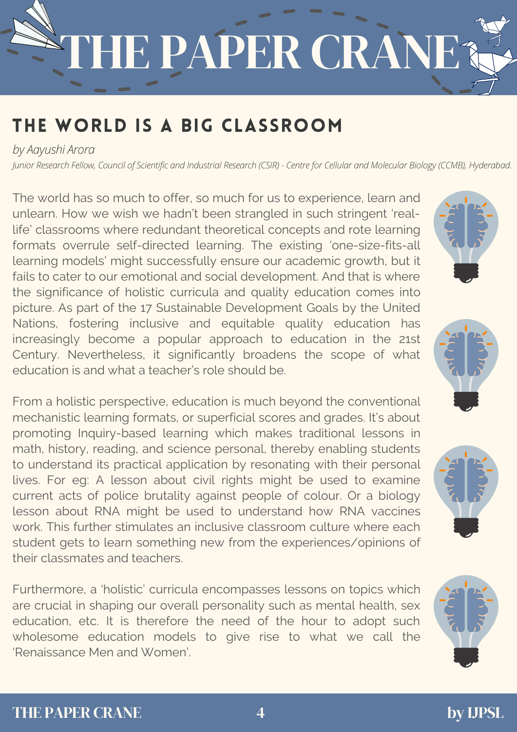## THE WORLD IS A BIG CLASSROOM

*by Aayushi Arora*

*Junior Research Fellow, Council of Scientific and Industrial Research (CSIR) - Centre for Cellular and Molecular Biology (CCMB), Hyderabad.*

The world has so much to offer, so much for us to experience, learn and unlearn. How we wish we hadn't been strangled in such stringent 'real-life' classrooms where redundant theoretical concepts and rote learning formats overrule self-directed learning. The existing 'one-size-fits-all learning models' might successfully ensure our academic growth, but it fails to cater to our emotional and social development. And that is where the significance of holistic curricula and quality education comes into picture. As part of the 17 Sustainable Development Goals by the United Nations, fostering inclusive and equitable quality education has increasingly become a popular approach to education in the 21st Century. Nevertheless, it significantly broadens the scope of what education is and what a teacher's role should be.

From a holistic perspective, education is much beyond the conventional mechanistic learning formats, or superficial scores and grades. It's about promoting Inquiry-based learning which makes traditional lessons in math, history, reading, and science personal, thereby enabling students to understand its practical application by resonating with their personal lives. For eg: A lesson about civil rights might be used to examine current acts of police brutality against people of colour. Or a biology lesson about RNA might be used to understand how RNA vaccines work. This further stimulates an inclusive classroom culture where each student gets to learn something new from the experiences/opinions of their classmates and teachers.

Furthermore, a 'holistic' curricula encompasses lessons on topics which are crucial in shaping our overall personality such as mental health, sex education, etc. It is therefore the need of the hour to adopt such wholesome education models to give rise to what we call the 'Renaissance Men and Women'.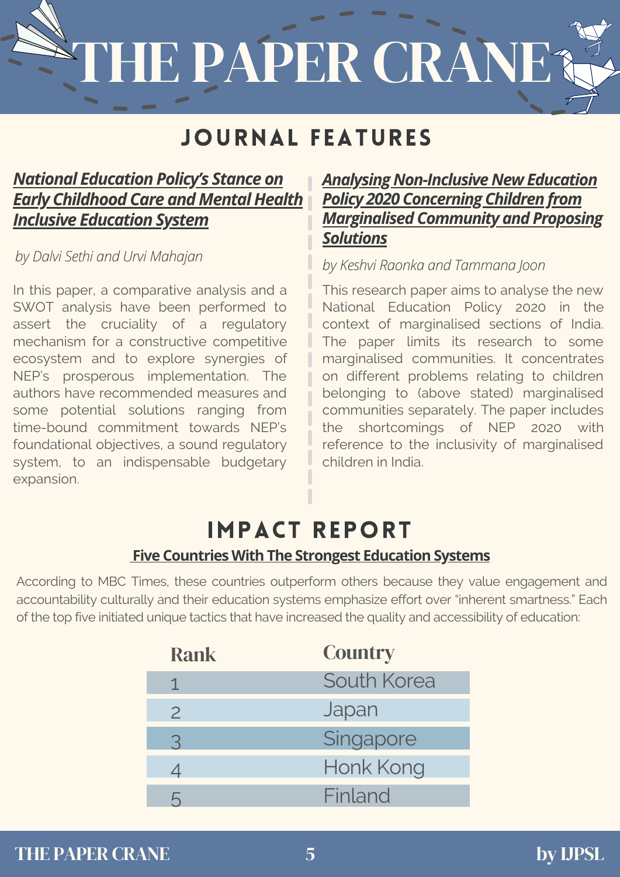# THE PAPER CRANE

## JOURNAL FEATURES

### ***[National Education Policy's Stance on Early Childhood Care and Mental Health Inclusive Education System](#)***

*by Dalvi Sethi and Urvi Mahajan*

In this paper, a comparative analysis and a SWOT analysis have been performed to assert the cruciality of a regulatory mechanism for a constructive competitive ecosystem and to explore synergies of NEP's prosperous implementation. The authors have recommended measures and some potential solutions ranging from time-bound commitment towards NEP's foundational objectives, a sound regulatory system, to an indispensable budgetary expansion.

### ***Analysing Non-Inclusive New Education Policy 2020 Concerning Children from Marginalised Community and Proposing Solutions***

*by Keshvi Raonka and Tammana Joon*

This research paper aims to analyse the new National Education Policy 2020 in the context of marginalised sections of India. The paper limits its research to some marginalised communities. It concentrates on different problems relating to children belonging to (above stated) marginalised communities separately. The paper includes the shortcomings of NEP 2020 with reference to the inclusivity of marginalised children in India.

## IMPACT REPORT

**Five Countries With The Strongest Education Systems**

According to MBC Times, these countries outperform others because they value engagement and accountability culturally and their education systems emphasize effort over "inherent smartness." Each of the top five initiated unique tactics that have increased the quality and accessibility of education:

| Rank | Country |
|---|---|
| 1 | South Korea |
| 2 | Japan |
| 3 | Singapore |
| 4 | Honk Kong |
| 5 | Finland |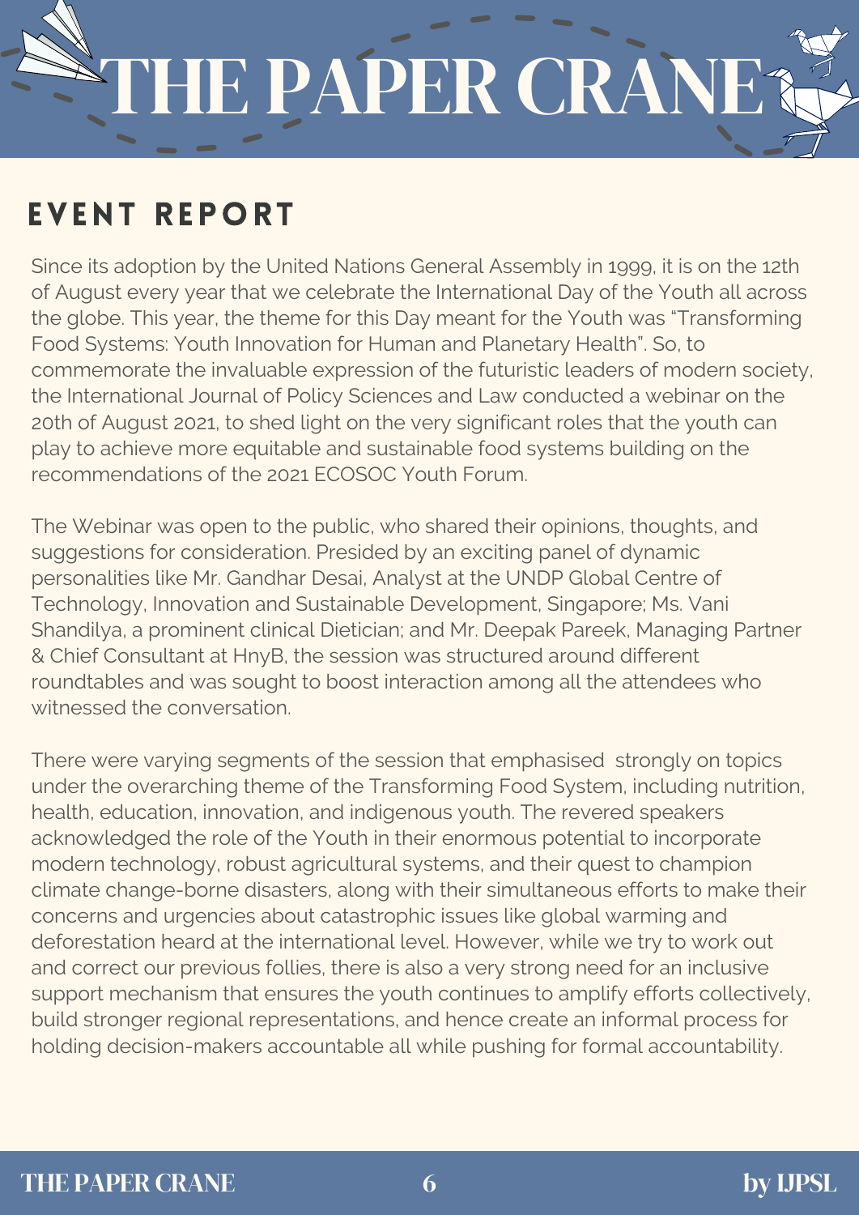# THE PAPER CRANE

## EVENT REPORT

Since its adoption by the United Nations General Assembly in 1999, it is on the 12th of August every year that we celebrate the International Day of the Youth all across the globe. This year, the theme for this Day meant for the Youth was "Transforming Food Systems: Youth Innovation for Human and Planetary Health". So, to commemorate the invaluable expression of the futuristic leaders of modern society, the International Journal of Policy Sciences and Law conducted a webinar on the 20th of August 2021, to shed light on the very significant roles that the youth can play to achieve more equitable and sustainable food systems building on the recommendations of the 2021 ECOSOC Youth Forum.

The Webinar was open to the public, who shared their opinions, thoughts, and suggestions for consideration. Presided by an exciting panel of dynamic personalities like Mr. Gandhar Desai, Analyst at the UNDP Global Centre of Technology, Innovation and Sustainable Development, Singapore; Ms. Vani Shandilya, a prominent clinical Dietician; and Mr. Deepak Pareek, Managing Partner & Chief Consultant at HnyB, the session was structured around different roundtables and was sought to boost interaction among all the attendees who witnessed the conversation.

There were varying segments of the session that emphasised strongly on topics under the overarching theme of the Transforming Food System, including nutrition, health, education, innovation, and indigenous youth. The revered speakers acknowledged the role of the Youth in their enormous potential to incorporate modern technology, robust agricultural systems, and their quest to champion climate change-borne disasters, along with their simultaneous efforts to make their concerns and urgencies about catastrophic issues like global warming and deforestation heard at the international level. However, while we try to work out and correct our previous follies, there is also a very strong need for an inclusive support mechanism that ensures the youth continues to amplify efforts collectively, build stronger regional representations, and hence create an informal process for holding decision-makers accountable all while pushing for formal accountability.